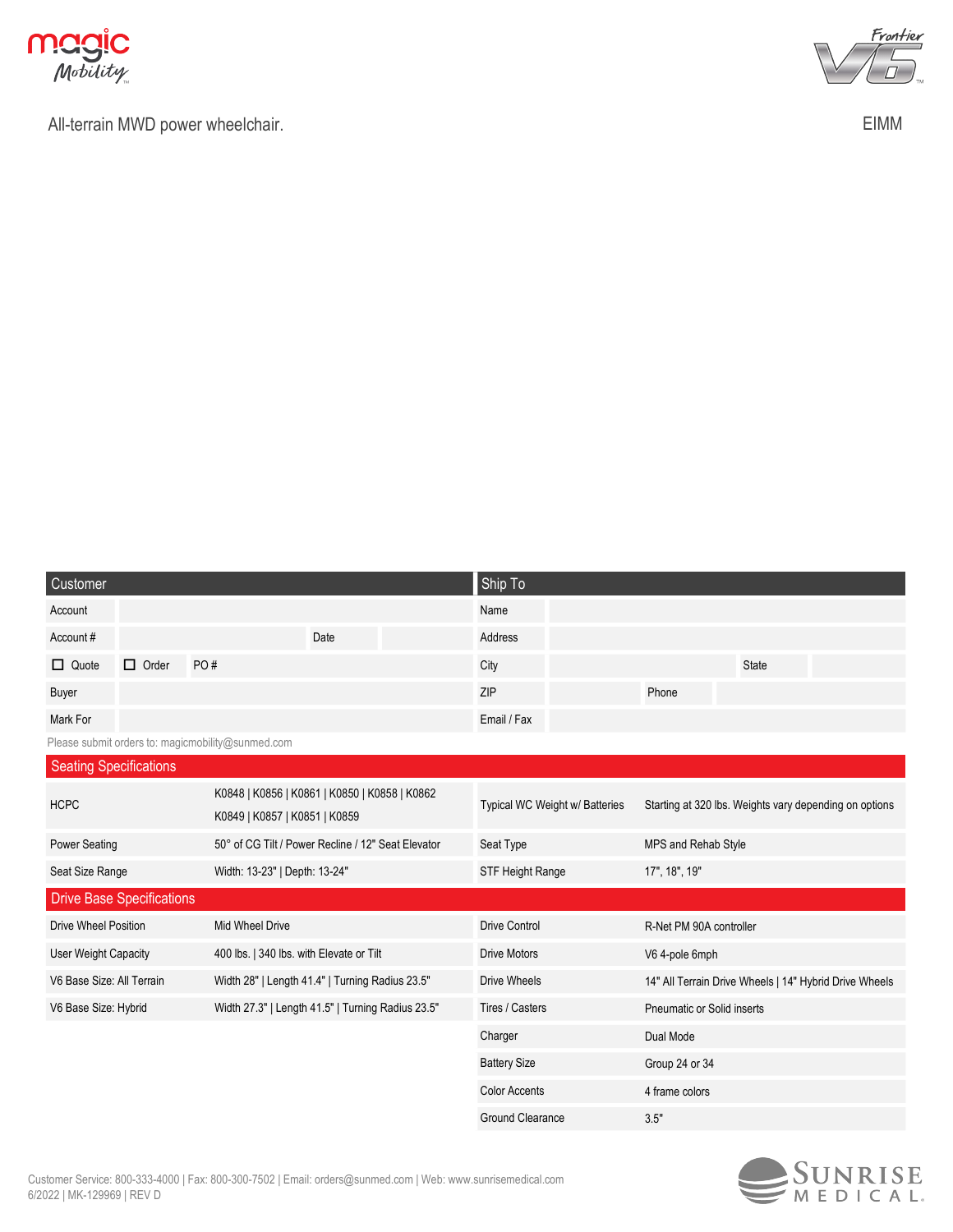All-terrain MWD power wheelchair.

EIMM

| Customer | | | | Ship To | | | |
|---|---|---|---|---|---|---|---|
| Account | | | | Name | | | |
| Account # | | Date | | Address | | | |
| ☐ Quote | ☐ Order | PO # | | City | | State | |
| Buyer | | | | ZIP | | Phone | |
| Mark For | | | | Email / Fax | | | |

Please submit orders to: magicmobility@sunmed.com

## Seating Specifications

| | | | |
|---|---|---|---|
| HCPC | K0848 \| K0856 \| K0861 \| K0850 \| K0858 \| K0862 K0849 \| K0857 \| K0851 \| K0859 | Typical WC Weight w/ Batteries | Starting at 320 lbs. Weights vary depending on options |
| Power Seating | 50° of CG Tilt / Power Recline / 12" Seat Elevator | Seat Type | MPS and Rehab Style |
| Seat Size Range | Width: 13-23" \| Depth: 13-24" | STF Height Range | 17", 18", 19" |

## Drive Base Specifications

| | | | |
|---|---|---|---|
| Drive Wheel Position | Mid Wheel Drive | Drive Control | R-Net PM 90A controller |
| User Weight Capacity | 400 lbs. \| 340 lbs. with Elevate or Tilt | Drive Motors | V6 4-pole 6mph |
| V6 Base Size: All Terrain | Width 28" \| Length 41.4" \| Turning Radius 23.5" | Drive Wheels | 14" All Terrain Drive Wheels \| 14" Hybrid Drive Wheels |
| V6 Base Size: Hybrid | Width 27.3" \| Length 41.5" \| Turning Radius 23.5" | Tires / Casters | Pneumatic or Solid inserts |
| | | Charger | Dual Mode |
| | | Battery Size | Group 24 or 34 |
| | | Color Accents | 4 frame colors |
| | | Ground Clearance | 3.5" |

Customer Service: 800-333-4000 | Fax: 800-300-7502 | Email: orders@sunmed.com | Web: www.sunrisemedical.com
6/2022 | MK-129969 | REV D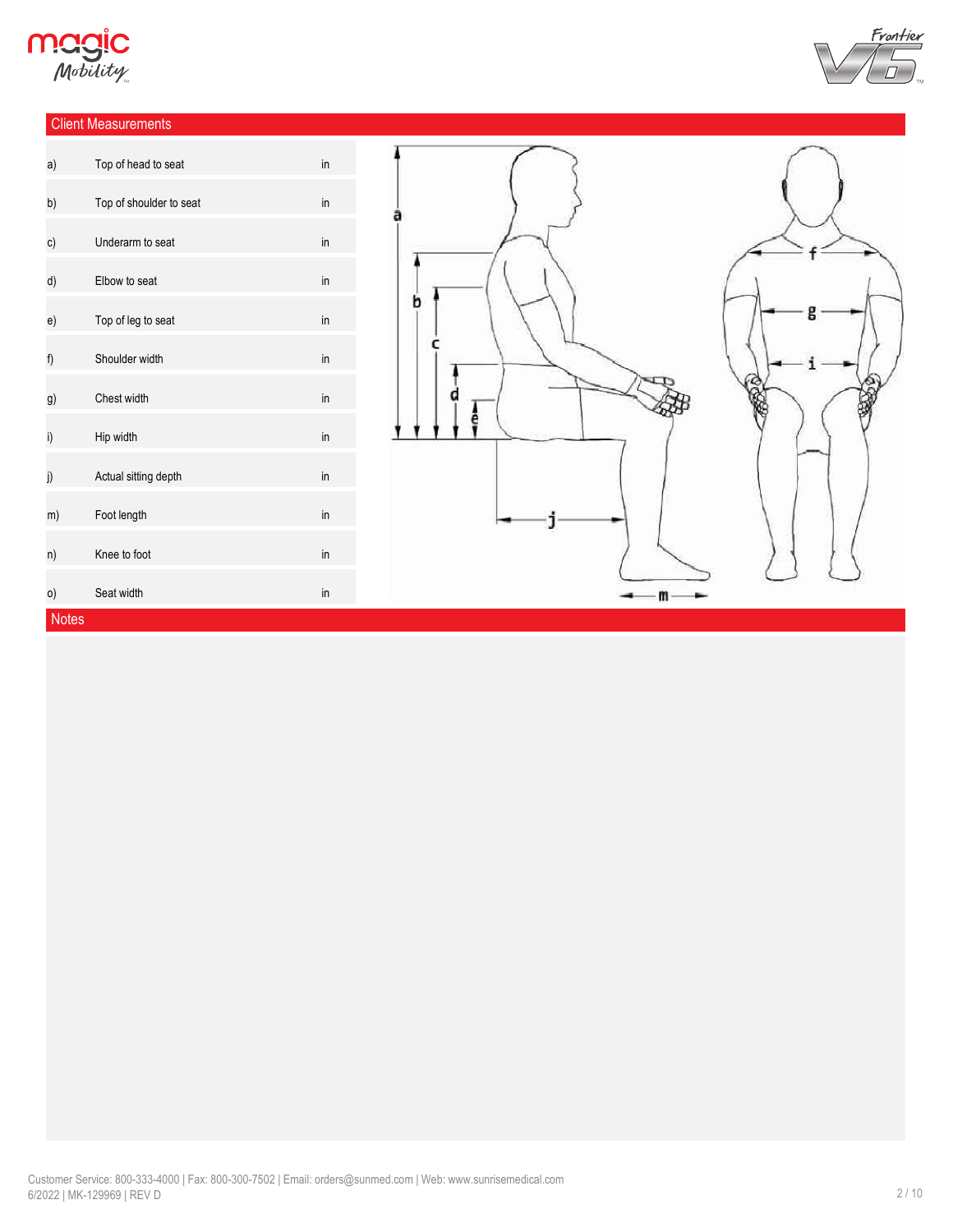## Client Measurements

| | | |
|---|---|---|
| a) | Top of head to seat | in |
| b) | Top of shoulder to seat | in |
| c) | Underarm to seat | in |
| d) | Elbow to seat | in |
| e) | Top of leg to seat | in |
| f) | Shoulder width | in |
| g) | Chest width | in |
| i) | Hip width | in |
| j) | Actual sitting depth | in |
| m) | Foot length | in |
| n) | Knee to foot | in |
| o) | Seat width | in |

## Notes

Customer Service: 800-333-4000 | Fax: 800-300-7502 | Email: orders@sunmed.com | Web: www.sunrisemedical.com
6/2022 | MK-129969 | REV D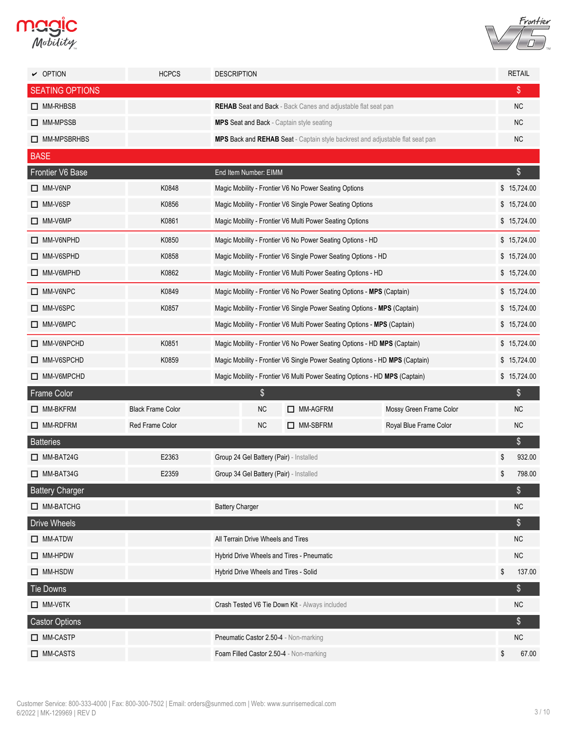| ✔ OPTION | HCPCS | DESCRIPTION | RETAIL |
|---|---|---|---|
| **SEATING OPTIONS** | | | $ |
| ☐ MM-RHBSB | | **REHAB** Seat and Back - Back Canes and adjustable flat seat pan | NC |
| ☐ MM-MPSSB | | **MPS** Seat and Back - Captain style seating | NC |
| ☐ MM-MPSBRHBS | | **MPS** Back and **REHAB** Seat - Captain style backrest and adjustable flat seat pan | NC |
| **BASE** | | | |
| **Frontier V6 Base** | | End Item Number: EIMM | $ |
| ☐ MM-V6NP | K0848 | Magic Mobility - Frontier V6 No Power Seating Options | $ 15,724.00 |
| ☐ MM-V6SP | K0856 | Magic Mobility - Frontier V6 Single Power Seating Options | $ 15,724.00 |
| ☐ MM-V6MP | K0861 | Magic Mobility - Frontier V6 Multi Power Seating Options | $ 15,724.00 |
| ☐ MM-V6NPHD | K0850 | Magic Mobility - Frontier V6 No Power Seating Options - HD | $ 15,724.00 |
| ☐ MM-V6SPHD | K0858 | Magic Mobility - Frontier V6 Single Power Seating Options - HD | $ 15,724.00 |
| ☐ MM-V6MPHD | K0862 | Magic Mobility - Frontier V6 Multi Power Seating Options - HD | $ 15,724.00 |
| ☐ MM-V6NPC | K0849 | Magic Mobility - Frontier V6 No Power Seating Options - **MPS** (Captain) | $ 15,724.00 |
| ☐ MM-V6SPC | K0857 | Magic Mobility - Frontier V6 Single Power Seating Options - **MPS** (Captain) | $ 15,724.00 |
| ☐ MM-V6MPC | | Magic Mobility - Frontier V6 Multi Power Seating Options - **MPS** (Captain) | $ 15,724.00 |
| ☐ MM-V6NPCHD | K0851 | Magic Mobility - Frontier V6 No Power Seating Options - HD **MPS** (Captain) | $ 15,724.00 |
| ☐ MM-V6SPCHD | K0859 | Magic Mobility - Frontier V6 Single Power Seating Options - HD **MPS** (Captain) | $ 15,724.00 |
| ☐ MM-V6MPCHD | | Magic Mobility - Frontier V6 Multi Power Seating Options - HD **MPS** (Captain) | $ 15,724.00 |

| **Frame Color** | | $ | | | $ |
|---|---|---|---|---|---|
| ☐ MM-BKFRM | Black Frame Color | NC | ☐ MM-AGFRM | Mossy Green Frame Color | NC |
| ☐ MM-RDFRM | Red Frame Color | NC | ☐ MM-SBFRM | Royal Blue Frame Color | NC |

| OPTION | HCPCS | DESCRIPTION | RETAIL |
|---|---|---|---|
| **Batteries** | | | $ |
| ☐ MM-BAT24G | E2363 | Group 24 Gel Battery (Pair) - Installed | $ 932.00 |
| ☐ MM-BAT34G | E2359 | Group 34 Gel Battery (Pair) - Installed | $ 798.00 |
| **Battery Charger** | | | $ |
| ☐ MM-BATCHG | | Battery Charger | NC |
| **Drive Wheels** | | | $ |
| ☐ MM-ATDW | | All Terrain Drive Wheels and Tires | NC |
| ☐ MM-HPDW | | Hybrid Drive Wheels and Tires - Pneumatic | NC |
| ☐ MM-HSDW | | Hybrid Drive Wheels and Tires - Solid | $ 137.00 |
| **Tie Downs** | | | $ |
| ☐ MM-V6TK | | Crash Tested V6 Tie Down Kit - Always included | NC |
| **Castor Options** | | | $ |
| ☐ MM-CASTP | | Pneumatic Castor 2.50-4 - Non-marking | NC |
| ☐ MM-CASTS | | Foam Filled Castor 2.50-4 - Non-marking | $ 67.00 |

Customer Service: 800-333-4000 | Fax: 800-300-7502 | Email: orders@sunmed.com | Web: www.sunrisemedical.com
6/2022 | MK-129969 | REV D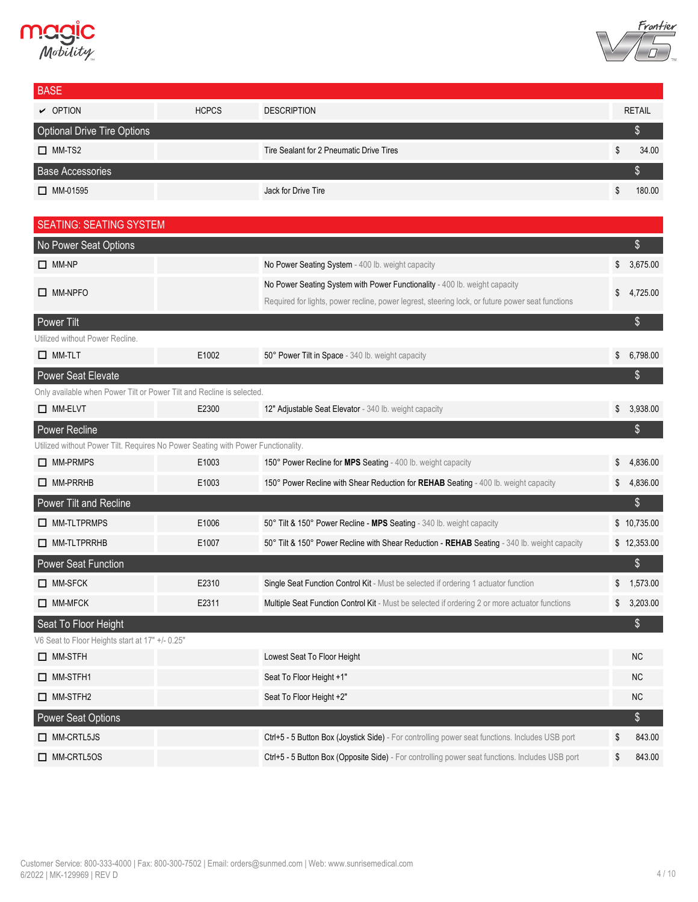## BASE

| ✔ OPTION | HCPCS | DESCRIPTION | RETAIL |
|---|---|---|---|
| **Optional Drive Tire Options** | | | $ |
| ☐ MM-TS2 | | Tire Sealant for 2 Pneumatic Drive Tires | $ 34.00 |
| **Base Accessories** | | | $ |
| ☐ MM-01595 | | Jack for Drive Tire | $ 180.00 |

## SEATING: SEATING SYSTEM

| OPTION | HCPCS | DESCRIPTION | RETAIL |
|---|---|---|---|
| **No Power Seat Options** | | | $ |
| ☐ MM-NP | | No Power Seating System - 400 lb. weight capacity | $ 3,675.00 |
| ☐ MM-NPFO | | No Power Seating System with Power Functionality - 400 lb. weight capacity<br>Required for lights, power recline, power legrest, steering lock, or future power seat functions | $ 4,725.00 |
| **Power Tilt** | | | $ |
| Utilized without Power Recline. | | | |
| ☐ MM-TLT | E1002 | 50° Power Tilt in Space - 340 lb. weight capacity | $ 6,798.00 |
| **Power Seat Elevate** | | | $ |
| Only available when Power Tilt or Power Tilt and Recline is selected. | | | |
| ☐ MM-ELVT | E2300 | 12" Adjustable Seat Elevator - 340 lb. weight capacity | $ 3,938.00 |
| **Power Recline** | | | $ |
| Utilized without Power Tilt. Requires No Power Seating with Power Functionality. | | | |
| ☐ MM-PRMPS | E1003 | 150° Power Recline for **MPS** Seating - 400 lb. weight capacity | $ 4,836.00 |
| ☐ MM-PRRHB | E1003 | 150° Power Recline with Shear Reduction for **REHAB** Seating - 400 lb. weight capacity | $ 4,836.00 |
| **Power Tilt and Recline** | | | $ |
| ☐ MM-TLTPRMPS | E1006 | 50° Tilt & 150° Power Recline - **MPS** Seating - 340 lb. weight capacity | $ 10,735.00 |
| ☐ MM-TLTPRRHB | E1007 | 50° Tilt & 150° Power Recline with Shear Reduction - **REHAB** Seating - 340 lb. weight capacity | $ 12,353.00 |
| **Power Seat Function** | | | $ |
| ☐ MM-SFCK | E2310 | Single Seat Function Control Kit - Must be selected if ordering 1 actuator function | $ 1,573.00 |
| ☐ MM-MFCK | E2311 | Multiple Seat Function Control Kit - Must be selected if ordering 2 or more actuator functions | $ 3,203.00 |
| **Seat To Floor Height** | | | $ |
| V6 Seat to Floor Heights start at 17" +/- 0.25" | | | |
| ☐ MM-STFH | | Lowest Seat To Floor Height | NC |
| ☐ MM-STFH1 | | Seat To Floor Height +1" | NC |
| ☐ MM-STFH2 | | Seat To Floor Height +2" | NC |
| **Power Seat Options** | | | $ |
| ☐ MM-CRTL5JS | | Ctrl+5 - 5 Button Box (Joystick Side) - For controlling power seat functions. Includes USB port | $ 843.00 |
| ☐ MM-CRTL5OS | | Ctrl+5 - 5 Button Box (Opposite Side) - For controlling power seat functions. Includes USB port | $ 843.00 |

Customer Service: 800-333-4000 | Fax: 800-300-7502 | Email: orders@sunmed.com | Web: www.sunrisemedical.com
6/2022 | MK-129969 | REV D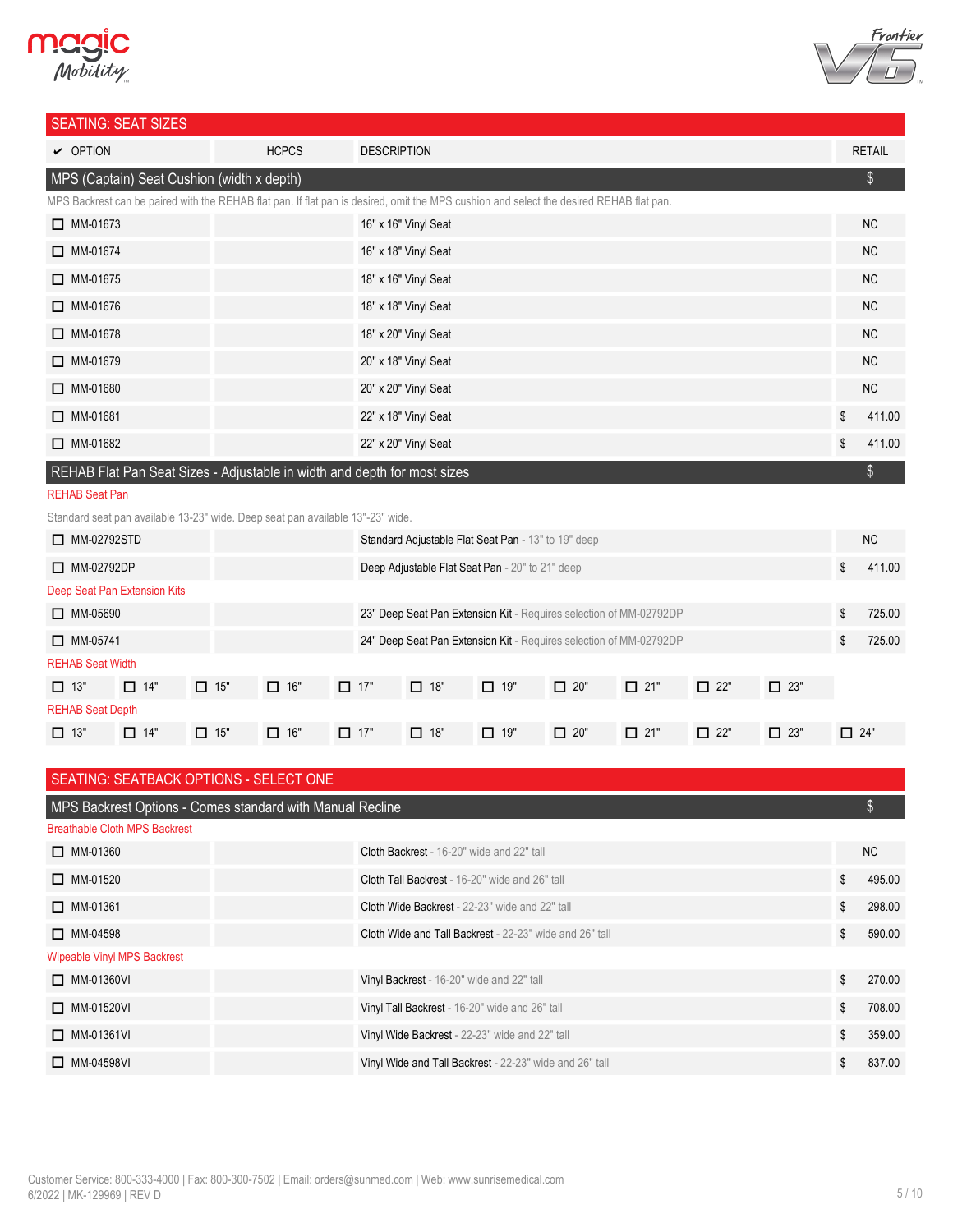## SEATING: SEAT SIZES

| ✔ OPTION | HCPCS | DESCRIPTION | RETAIL |
|---|---|---|---|
| **MPS (Captain) Seat Cushion (width x depth)** | | | $ |
| MPS Backrest can be paired with the REHAB flat pan. If flat pan is desired, omit the MPS cushion and select the desired REHAB flat pan. | | | |
| ☐ MM-01673 | | 16" x 16" Vinyl Seat | NC |
| ☐ MM-01674 | | 16" x 18" Vinyl Seat | NC |
| ☐ MM-01675 | | 18" x 16" Vinyl Seat | NC |
| ☐ MM-01676 | | 18" x 18" Vinyl Seat | NC |
| ☐ MM-01678 | | 18" x 20" Vinyl Seat | NC |
| ☐ MM-01679 | | 20" x 18" Vinyl Seat | NC |
| ☐ MM-01680 | | 20" x 20" Vinyl Seat | NC |
| ☐ MM-01681 | | 22" x 18" Vinyl Seat | $ 411.00 |
| ☐ MM-01682 | | 22" x 20" Vinyl Seat | $ 411.00 |
| **REHAB Flat Pan Seat Sizes - Adjustable in width and depth for most sizes** | | | $ |
| REHAB Seat Pan | | | |
| Standard seat pan available 13-23" wide. Deep seat pan available 13"-23" wide. | | | |
| ☐ MM-02792STD | | Standard Adjustable Flat Seat Pan - 13" to 19" deep | NC |
| ☐ MM-02792DP | | Deep Adjustable Flat Seat Pan - 20" to 21" deep | $ 411.00 |
| Deep Seat Pan Extension Kits | | | |
| ☐ MM-05690 | | 23" Deep Seat Pan Extension Kit - Requires selection of MM-02792DP | $ 725.00 |
| ☐ MM-05741 | | 24" Deep Seat Pan Extension Kit - Requires selection of MM-02792DP | $ 725.00 |

REHAB Seat Width

☐ 13" ☐ 14" ☐ 15" ☐ 16" ☐ 17" ☐ 18" ☐ 19" ☐ 20" ☐ 21" ☐ 22" ☐ 23"

REHAB Seat Depth

☐ 13" ☐ 14" ☐ 15" ☐ 16" ☐ 17" ☐ 18" ☐ 19" ☐ 20" ☐ 21" ☐ 22" ☐ 23" ☐ 24"

## SEATING: SEATBACK OPTIONS - SELECT ONE

| OPTION | HCPCS | DESCRIPTION | RETAIL |
|---|---|---|---|
| **MPS Backrest Options - Comes standard with Manual Recline** | | | $ |
| Breathable Cloth MPS Backrest | | | |
| ☐ MM-01360 | | Cloth Backrest - 16-20" wide and 22" tall | NC |
| ☐ MM-01520 | | Cloth Tall Backrest - 16-20" wide and 26" tall | $ 495.00 |
| ☐ MM-01361 | | Cloth Wide Backrest - 22-23" wide and 22" tall | $ 298.00 |
| ☐ MM-04598 | | Cloth Wide and Tall Backrest - 22-23" wide and 26" tall | $ 590.00 |
| Wipeable Vinyl MPS Backrest | | | |
| ☐ MM-01360VI | | Vinyl Backrest - 16-20" wide and 22" tall | $ 270.00 |
| ☐ MM-01520VI | | Vinyl Tall Backrest - 16-20" wide and 26" tall | $ 708.00 |
| ☐ MM-01361VI | | Vinyl Wide Backrest - 22-23" wide and 22" tall | $ 359.00 |
| ☐ MM-04598VI | | Vinyl Wide and Tall Backrest - 22-23" wide and 26" tall | $ 837.00 |

Customer Service: 800-333-4000 | Fax: 800-300-7502 | Email: orders@sunmed.com | Web: www.sunrisemedical.com
6/2022 | MK-129969 | REV D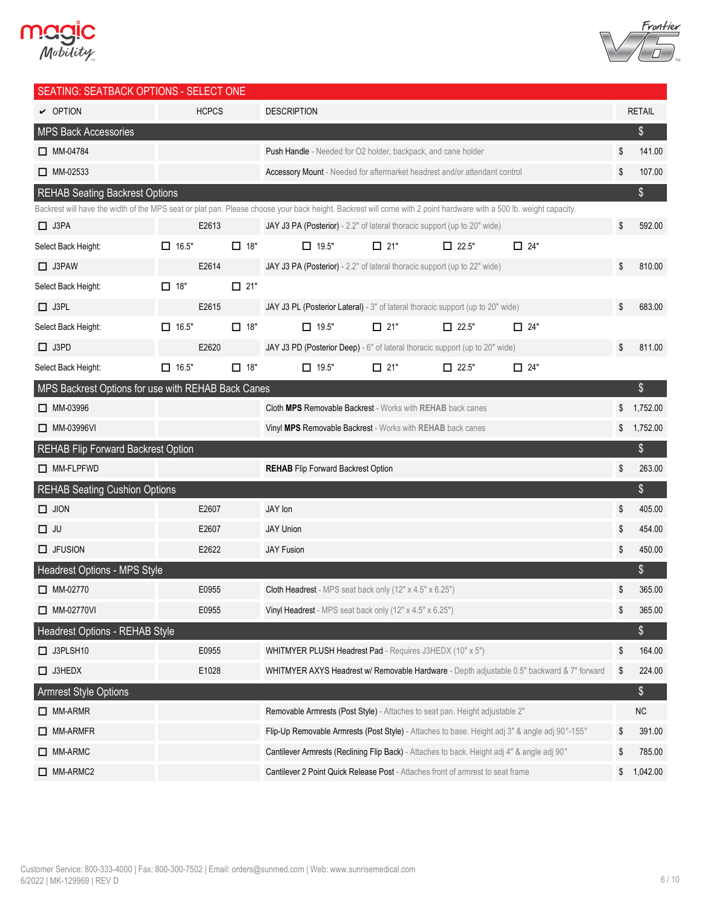## SEATING: SEATBACK OPTIONS - SELECT ONE

| ✔ OPTION | HCPCS | DESCRIPTION | | | | RETAIL |
|---|---|---|---|---|---|---|
| **MPS Back Accessories** | | | | | | $ |
| ☐ MM-04784 | | Push Handle - Needed for O2 holder, backpack, and cane holder | | | | $ 141.00 |
| ☐ MM-02533 | | Accessory Mount - Needed for aftermarket headrest and/or attendant control | | | | $ 107.00 |
| **REHAB Seating Backrest Options** | | | | | | $ |
| Backrest will have the width of the MPS seat or plat pan. Please choose your back height. Backrest will come with 2 point hardware with a 500 lb. weight capacity. | | | | | | |
| ☐ J3PA | E2613 | JAY J3 PA (Posterior) - 2.2" of lateral thoracic support (up to 20" wide) | | | | $ 592.00 |
| Select Back Height: | ☐ 16.5" ☐ 18" | ☐ 19.5" | ☐ 21" | ☐ 22.5" | ☐ 24" | |
| ☐ J3PAW | E2614 | JAY J3 PA (Posterior) - 2.2" of lateral thoracic support (up to 22" wide) | | | | $ 810.00 |
| Select Back Height: | ☐ 18" ☐ 21" | | | | | |
| ☐ J3PL | E2615 | JAY J3 PL (Posterior Lateral) - 3" of lateral thoracic support (up to 20" wide) | | | | $ 683.00 |
| Select Back Height: | ☐ 16.5" ☐ 18" | ☐ 19.5" | ☐ 21" | ☐ 22.5" | ☐ 24" | |
| ☐ J3PD | E2620 | JAY J3 PD (Posterior Deep) - 6" of lateral thoracic support (up to 20" wide) | | | | $ 811.00 |
| Select Back Height: | ☐ 16.5" ☐ 18" | ☐ 19.5" | ☐ 21" | ☐ 22.5" | ☐ 24" | |
| **MPS Backrest Options for use with REHAB Back Canes** | | | | | | $ |
| ☐ MM-03996 | | Cloth **MPS** Removable Backrest - Works with **REHAB** back canes | | | | $ 1,752.00 |
| ☐ MM-03996VI | | Vinyl **MPS** Removable Backrest - Works with **REHAB** back canes | | | | $ 1,752.00 |
| **REHAB Flip Forward Backrest Option** | | | | | | $ |
| ☐ MM-FLPFWD | | **REHAB** Flip Forward Backrest Option | | | | $ 263.00 |
| **REHAB Seating Cushion Options** | | | | | | $ |
| ☐ JION | E2607 | JAY Ion | | | | $ 405.00 |
| ☐ JU | E2607 | JAY Union | | | | $ 454.00 |
| ☐ JFUSION | E2622 | JAY Fusion | | | | $ 450.00 |
| **Headrest Options - MPS Style** | | | | | | $ |
| ☐ MM-02770 | E0955 | Cloth Headrest - MPS seat back only (12" x 4.5" x 6.25") | | | | $ 365.00 |
| ☐ MM-02770VI | E0955 | Vinyl Headrest - MPS seat back only (12" x 4.5" x 6.25") | | | | $ 365.00 |
| **Headrest Options - REHAB Style** | | | | | | $ |
| ☐ J3PLSH10 | E0955 | WHITMYER PLUSH Headrest Pad - Requires J3HEDX (10" x 5") | | | | $ 164.00 |
| ☐ J3HEDX | E1028 | WHITMYER AXYS Headrest w/ Removable Hardware - Depth adjustable 0.5" backward & 7" forward | | | | $ 224.00 |
| **Armrest Style Options** | | | | | | $ |
| ☐ MM-ARMR | | Removable Armrests (Post Style) - Attaches to seat pan. Height adjustable 2" | | | | NC |
| ☐ MM-ARMFR | | Flip-Up Removable Armrests (Post Style) - Attaches to base. Height adj 3" & angle adj 90°-155° | | | | $ 391.00 |
| ☐ MM-ARMC | | Cantilever Armrests (Reclining Flip Back) - Attaches to back. Height adj 4" & angle adj 90° | | | | $ 785.00 |
| ☐ MM-ARMC2 | | Cantilever 2 Point Quick Release Post - Attaches front of armrest to seat frame | | | | $ 1,042.00 |

Customer Service: 800-333-4000 | Fax: 800-300-7502 | Email: orders@sunmed.com | Web: www.sunrisemedical.com
6/2022 | MK-129969 | REV D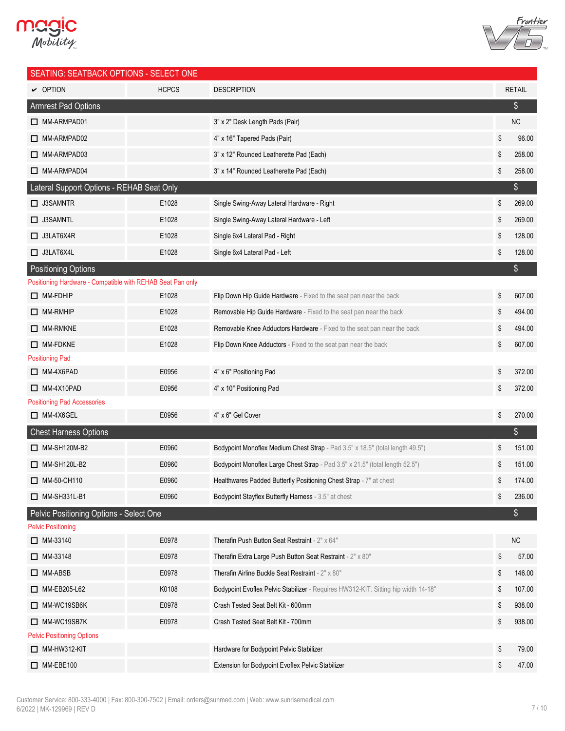## SEATING: SEATBACK OPTIONS - SELECT ONE

| ✔ OPTION | HCPCS | DESCRIPTION | RETAIL |
|---|---|---|---|
| **Armrest Pad Options** | | | $ |
| ☐ MM-ARMPAD01 | | 3" x 2" Desk Length Pads (Pair) | NC |
| ☐ MM-ARMPAD02 | | 4" x 16" Tapered Pads (Pair) | $ 96.00 |
| ☐ MM-ARMPAD03 | | 3" x 12" Rounded Leatherette Pad (Each) | $ 258.00 |
| ☐ MM-ARMPAD04 | | 3" x 14" Rounded Leatherette Pad (Each) | $ 258.00 |
| **Lateral Support Options - REHAB Seat Only** | | | $ |
| ☐ J3SAMNTR | E1028 | Single Swing-Away Lateral Hardware - Right | $ 269.00 |
| ☐ J3SAMNTL | E1028 | Single Swing-Away Lateral Hardware - Left | $ 269.00 |
| ☐ J3LAT6X4R | E1028 | Single 6x4 Lateral Pad - Right | $ 128.00 |
| ☐ J3LAT6X4L | E1028 | Single 6x4 Lateral Pad - Left | $ 128.00 |
| **Positioning Options** | | | $ |
| Positioning Hardware - Compatible with REHAB Seat Pan only | | | |
| ☐ MM-FDHIP | E1028 | Flip Down Hip Guide Hardware - Fixed to the seat pan near the back | $ 607.00 |
| ☐ MM-RMHIP | E1028 | Removable Hip Guide Hardware - Fixed to the seat pan near the back | $ 494.00 |
| ☐ MM-RMKNE | E1028 | Removable Knee Adductors Hardware - Fixed to the seat pan near the back | $ 494.00 |
| ☐ MM-FDKNE | E1028 | Flip Down Knee Adductors - Fixed to the seat pan near the back | $ 607.00 |
| Positioning Pad | | | |
| ☐ MM-4X6PAD | E0956 | 4" x 6" Positioning Pad | $ 372.00 |
| ☐ MM-4X10PAD | E0956 | 4" x 10" Positioning Pad | $ 372.00 |
| Positioning Pad Accessories | | | |
| ☐ MM-4X6GEL | E0956 | 4" x 6" Gel Cover | $ 270.00 |
| **Chest Harness Options** | | | $ |
| ☐ MM-SH120M-B2 | E0960 | Bodypoint Monoflex Medium Chest Strap - Pad 3.5" x 18.5" (total length 49.5") | $ 151.00 |
| ☐ MM-SH120L-B2 | E0960 | Bodypoint Monoflex Large Chest Strap - Pad 3.5" x 21.5" (total length 52.5") | $ 151.00 |
| ☐ MM-50-CH110 | E0960 | Healthwares Padded Butterfly Positioning Chest Strap - 7" at chest | $ 174.00 |
| ☐ MM-SH331L-B1 | E0960 | Bodypoint Stayflex Butterfly Harness - 3.5" at chest | $ 236.00 |
| **Pelvic Positioning Options - Select One** | | | $ |
| Pelvic Positioning | | | |
| ☐ MM-33140 | E0978 | Therafin Push Button Seat Restraint - 2" x 64" | NC |
| ☐ MM-33148 | E0978 | Therafin Extra Large Push Button Seat Restraint - 2" x 80" | $ 57.00 |
| ☐ MM-ABSB | E0978 | Therafin Airline Buckle Seat Restraint - 2" x 80" | $ 146.00 |
| ☐ MM-EB205-L62 | K0108 | Bodypoint Evoflex Pelvic Stabilizer - Requires HW312-KIT. Sitting hip width 14-18" | $ 107.00 |
| ☐ MM-WC19SB6K | E0978 | Crash Tested Seat Belt Kit - 600mm | $ 938.00 |
| ☐ MM-WC19SB7K | E0978 | Crash Tested Seat Belt Kit - 700mm | $ 938.00 |
| Pelvic Positioning Options | | | |
| ☐ MM-HW312-KIT | | Hardware for Bodypoint Pelvic Stabilizer | $ 79.00 |
| ☐ MM-EBE100 | | Extension for Bodypoint Evoflex Pelvic Stabilizer | $ 47.00 |

Customer Service: 800-333-4000 | Fax: 800-300-7502 | Email: orders@sunmed.com | Web: www.sunrisemedical.com
6/2022 | MK-129969 | REV D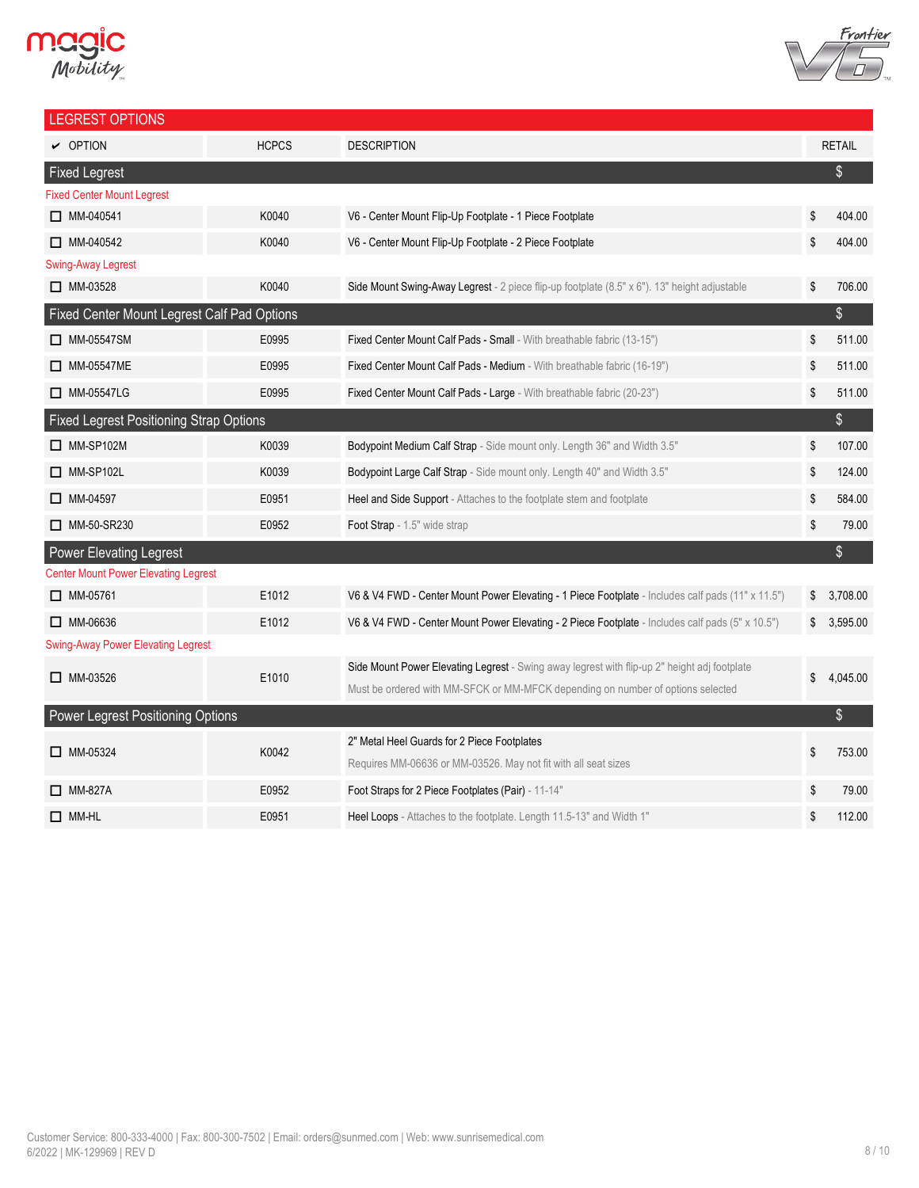## LEGREST OPTIONS

| ✔ OPTION | HCPCS | DESCRIPTION | RETAIL |
|---|---|---|---|
| **Fixed Legrest** | | | $ |
| *Fixed Center Mount Legrest* | | | |
| ☐ MM-040541 | K0040 | V6 - Center Mount Flip-Up Footplate - 1 Piece Footplate | $ 404.00 |
| ☐ MM-040542 | K0040 | V6 - Center Mount Flip-Up Footplate - 2 Piece Footplate | $ 404.00 |
| *Swing-Away Legrest* | | | |
| ☐ MM-03528 | K0040 | Side Mount Swing-Away Legrest - 2 piece flip-up footplate (8.5" x 6"). 13" height adjustable | $ 706.00 |
| **Fixed Center Mount Legrest Calf Pad Options** | | | $ |
| ☐ MM-05547SM | E0995 | Fixed Center Mount Calf Pads - Small - With breathable fabric (13-15") | $ 511.00 |
| ☐ MM-05547ME | E0995 | Fixed Center Mount Calf Pads - Medium - With breathable fabric (16-19") | $ 511.00 |
| ☐ MM-05547LG | E0995 | Fixed Center Mount Calf Pads - Large - With breathable fabric (20-23") | $ 511.00 |
| **Fixed Legrest Positioning Strap Options** | | | $ |
| ☐ MM-SP102M | K0039 | Bodypoint Medium Calf Strap - Side mount only. Length 36" and Width 3.5" | $ 107.00 |
| ☐ MM-SP102L | K0039 | Bodypoint Large Calf Strap - Side mount only. Length 40" and Width 3.5" | $ 124.00 |
| ☐ MM-04597 | E0951 | Heel and Side Support - Attaches to the footplate stem and footplate | $ 584.00 |
| ☐ MM-50-SR230 | E0952 | Foot Strap - 1.5" wide strap | $ 79.00 |
| **Power Elevating Legrest** | | | $ |
| *Center Mount Power Elevating Legrest* | | | |
| ☐ MM-05761 | E1012 | V6 & V4 FWD - Center Mount Power Elevating - 1 Piece Footplate - Includes calf pads (11" x 11.5") | $ 3,708.00 |
| ☐ MM-06636 | E1012 | V6 & V4 FWD - Center Mount Power Elevating - 2 Piece Footplate - Includes calf pads (5" x 10.5") | $ 3,595.00 |
| *Swing-Away Power Elevating Legrest* | | | |
| ☐ MM-03526 | E1010 | Side Mount Power Elevating Legrest - Swing away legrest with flip-up 2" height adj footplate<br>Must be ordered with MM-SFCK or MM-MFCK depending on number of options selected | $ 4,045.00 |
| **Power Legrest Positioning Options** | | | $ |
| ☐ MM-05324 | K0042 | 2" Metal Heel Guards for 2 Piece Footplates<br>Requires MM-06636 or MM-03526. May not fit with all seat sizes | $ 753.00 |
| ☐ MM-827A | E0952 | Foot Straps for 2 Piece Footplates (Pair) - 11-14" | $ 79.00 |
| ☐ MM-HL | E0951 | Heel Loops - Attaches to the footplate. Length 11.5-13" and Width 1" | $ 112.00 |

Customer Service: 800-333-4000 | Fax: 800-300-7502 | Email: orders@sunmed.com | Web: www.sunrisemedical.com
6/2022 | MK-129969 | REV D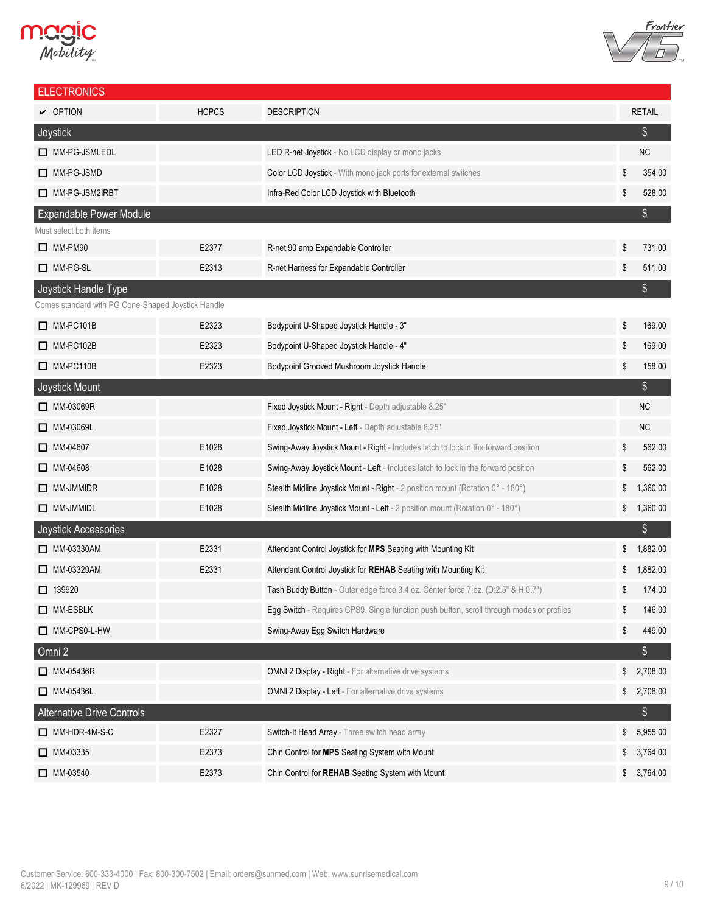## ELECTRONICS

| ✔ OPTION | HCPCS | DESCRIPTION | RETAIL |
|---|---|---|---|
| **Joystick** | | | $ |
| ☐ MM-PG-JSMLEDL | | LED R-net Joystick - No LCD display or mono jacks | NC |
| ☐ MM-PG-JSMD | | Color LCD Joystick - With mono jack ports for external switches | $ 354.00 |
| ☐ MM-PG-JSM2IRBT | | Infra-Red Color LCD Joystick with Bluetooth | $ 528.00 |
| **Expandable Power Module** | | | $ |
| Must select both items | | | |
| ☐ MM-PM90 | E2377 | R-net 90 amp Expandable Controller | $ 731.00 |
| ☐ MM-PG-SL | E2313 | R-net Harness for Expandable Controller | $ 511.00 |
| **Joystick Handle Type** | | | $ |
| Comes standard with PG Cone-Shaped Joystick Handle | | | |
| ☐ MM-PC101B | E2323 | Bodypoint U-Shaped Joystick Handle - 3" | $ 169.00 |
| ☐ MM-PC102B | E2323 | Bodypoint U-Shaped Joystick Handle - 4" | $ 169.00 |
| ☐ MM-PC110B | E2323 | Bodypoint Grooved Mushroom Joystick Handle | $ 158.00 |
| **Joystick Mount** | | | $ |
| ☐ MM-03069R | | Fixed Joystick Mount - Right - Depth adjustable 8.25" | NC |
| ☐ MM-03069L | | Fixed Joystick Mount - Left - Depth adjustable 8.25" | NC |
| ☐ MM-04607 | E1028 | Swing-Away Joystick Mount - Right - Includes latch to lock in the forward position | $ 562.00 |
| ☐ MM-04608 | E1028 | Swing-Away Joystick Mount - Left - Includes latch to lock in the forward position | $ 562.00 |
| ☐ MM-JMMIDR | E1028 | Stealth Midline Joystick Mount - Right - 2 position mount (Rotation 0° - 180°) | $ 1,360.00 |
| ☐ MM-JMMIDL | E1028 | Stealth Midline Joystick Mount - Left - 2 position mount (Rotation 0° - 180°) | $ 1,360.00 |
| **Joystick Accessories** | | | $ |
| ☐ MM-03330AM | E2331 | Attendant Control Joystick for **MPS** Seating with Mounting Kit | $ 1,882.00 |
| ☐ MM-03329AM | E2331 | Attendant Control Joystick for **REHAB** Seating with Mounting Kit | $ 1,882.00 |
| ☐ 139920 | | Tash Buddy Button - Outer edge force 3.4 oz. Center force 7 oz. (D:2.5" & H:0.7") | $ 174.00 |
| ☐ MM-ESBLK | | Egg Switch - Requires CPS9. Single function push button, scroll through modes or profiles | $ 146.00 |
| ☐ MM-CPS0-L-HW | | Swing-Away Egg Switch Hardware | $ 449.00 |
| **Omni 2** | | | $ |
| ☐ MM-05436R | | OMNI 2 Display - Right - For alternative drive systems | $ 2,708.00 |
| ☐ MM-05436L | | OMNI 2 Display - Left - For alternative drive systems | $ 2,708.00 |
| **Alternative Drive Controls** | | | $ |
| ☐ MM-HDR-4M-S-C | E2327 | Switch-It Head Array - Three switch head array | $ 5,955.00 |
| ☐ MM-03335 | E2373 | Chin Control for **MPS** Seating System with Mount | $ 3,764.00 |
| ☐ MM-03540 | E2373 | Chin Control for **REHAB** Seating System with Mount | $ 3,764.00 |

Customer Service: 800-333-4000 | Fax: 800-300-7502 | Email: orders@sunmed.com | Web: www.sunrisemedical.com
6/2022 | MK-129969 | REV D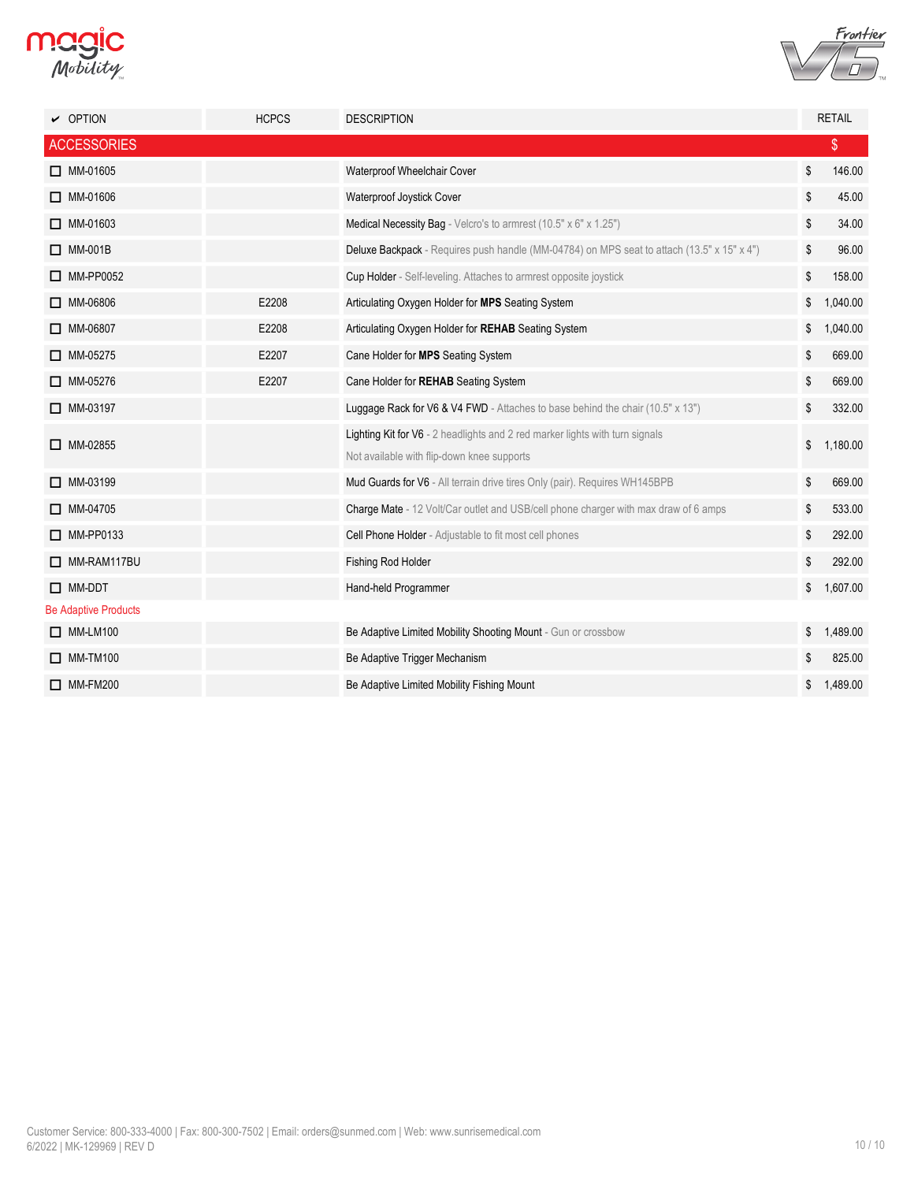| ✔ OPTION | HCPCS | DESCRIPTION | RETAIL |
|---|---|---|---|
| **ACCESSORIES** | | | $ |
| ☐ MM-01605 | | Waterproof Wheelchair Cover | $ 146.00 |
| ☐ MM-01606 | | Waterproof Joystick Cover | $ 45.00 |
| ☐ MM-01603 | | Medical Necessity Bag - Velcro's to armrest (10.5" x 6" x 1.25") | $ 34.00 |
| ☐ MM-001B | | Deluxe Backpack - Requires push handle (MM-04784) on MPS seat to attach (13.5" x 15" x 4") | $ 96.00 |
| ☐ MM-PP0052 | | Cup Holder - Self-leveling. Attaches to armrest opposite joystick | $ 158.00 |
| ☐ MM-06806 | E2208 | Articulating Oxygen Holder for **MPS** Seating System | $ 1,040.00 |
| ☐ MM-06807 | E2208 | Articulating Oxygen Holder for **REHAB** Seating System | $ 1,040.00 |
| ☐ MM-05275 | E2207 | Cane Holder for **MPS** Seating System | $ 669.00 |
| ☐ MM-05276 | E2207 | Cane Holder for **REHAB** Seating System | $ 669.00 |
| ☐ MM-03197 | | Luggage Rack for V6 & V4 FWD - Attaches to base behind the chair (10.5" x 13") | $ 332.00 |
| ☐ MM-02855 | | Lighting Kit for V6 - 2 headlights and 2 red marker lights with turn signals<br>Not available with flip-down knee supports | $ 1,180.00 |
| ☐ MM-03199 | | Mud Guards for V6 - All terrain drive tires Only (pair). Requires WH145BPB | $ 669.00 |
| ☐ MM-04705 | | Charge Mate - 12 Volt/Car outlet and USB/cell phone charger with max draw of 6 amps | $ 533.00 |
| ☐ MM-PP0133 | | Cell Phone Holder - Adjustable to fit most cell phones | $ 292.00 |
| ☐ MM-RAM117BU | | Fishing Rod Holder | $ 292.00 |
| ☐ MM-DDT | | Hand-held Programmer | $ 1,607.00 |
| Be Adaptive Products | | | |
| ☐ MM-LM100 | | Be Adaptive Limited Mobility Shooting Mount - Gun or crossbow | $ 1,489.00 |
| ☐ MM-TM100 | | Be Adaptive Trigger Mechanism | $ 825.00 |
| ☐ MM-FM200 | | Be Adaptive Limited Mobility Fishing Mount | $ 1,489.00 |

Customer Service: 800-333-4000 | Fax: 800-300-7502 | Email: orders@sunmed.com | Web: www.sunrisemedical.com
6/2022 | MK-129969 | REV D